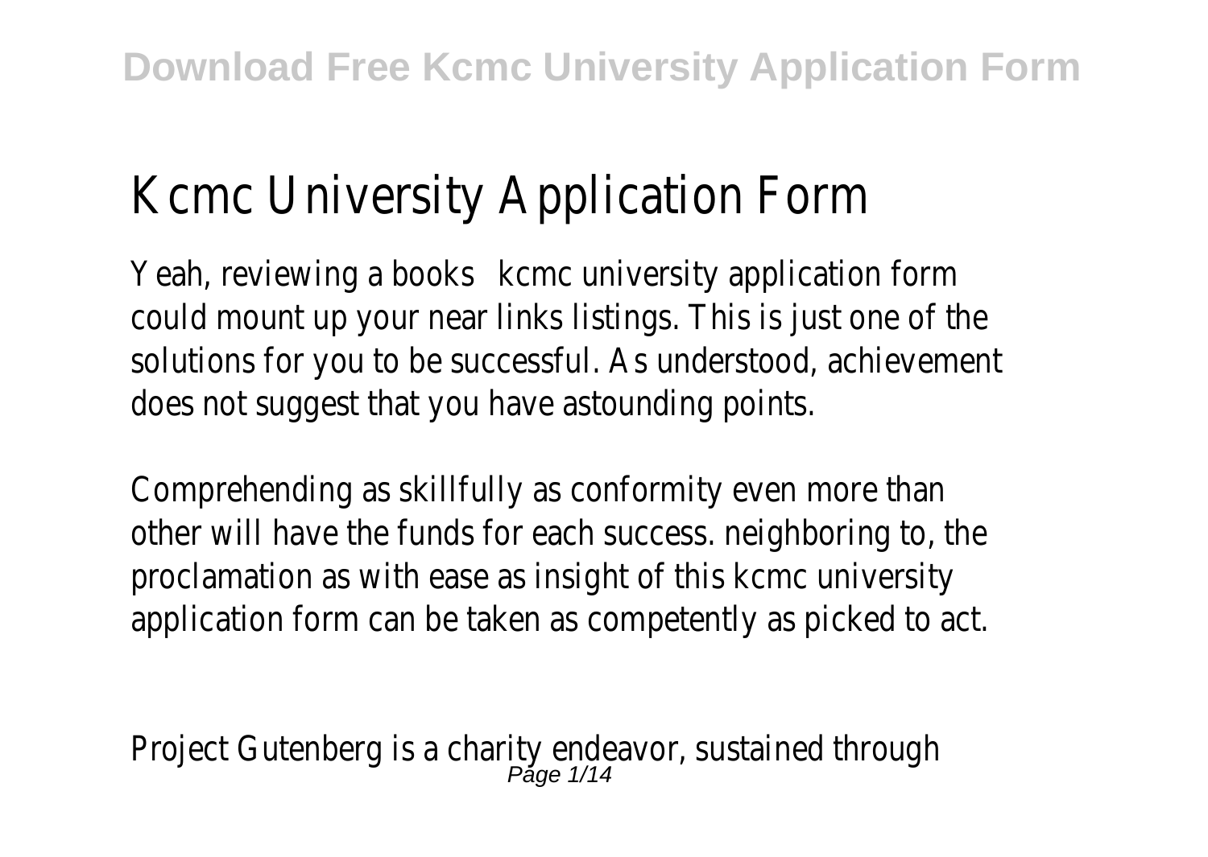# Kcmc University Application Form

Yeah, reviewing a books **kcmc university application form** could mount up your near links listings. This is just one of the solutions for you to be successful. As understood, achievement does not suggest that you have astounding points.

Comprehending as skillfully as conformity even more than other will have the funds for each success. neighboring to, the proclamation as with ease as insight of this kcmc university application form can be taken as competently as picked to act.

Project Gutenberg is a charity endeavor, sustained through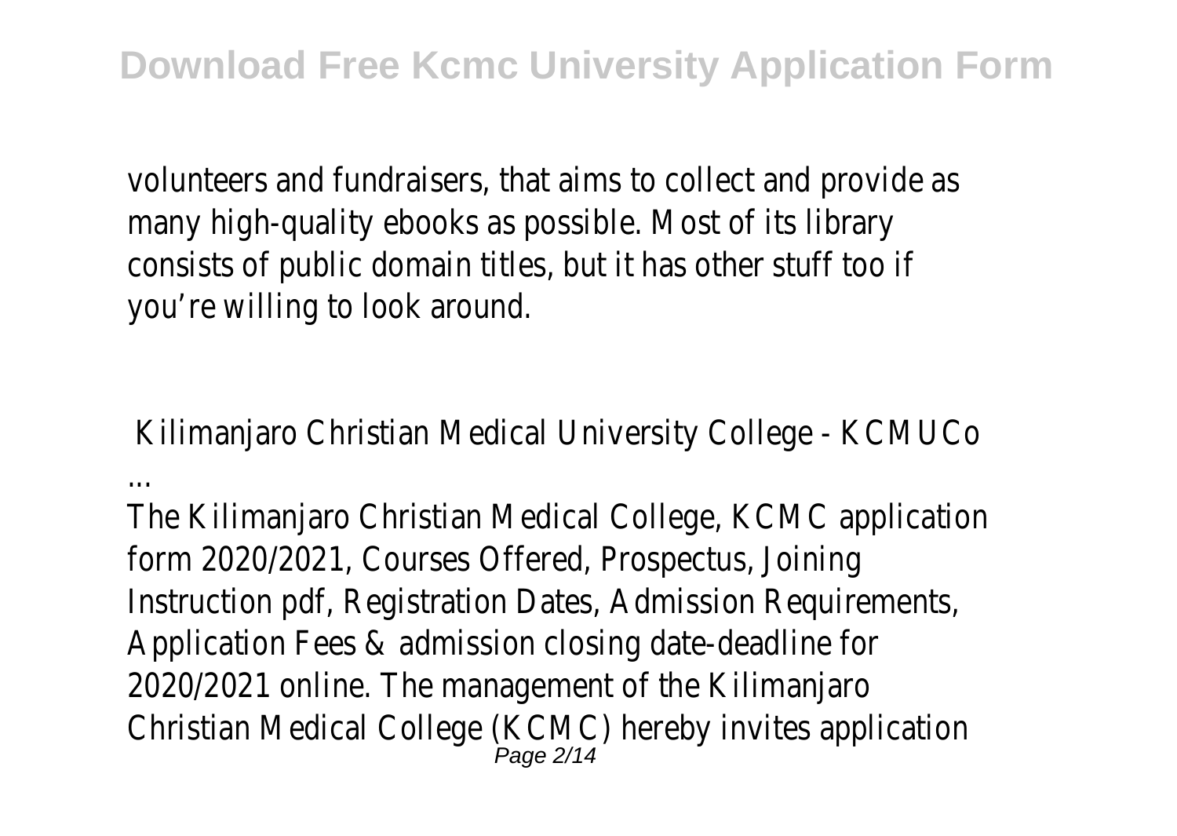volunteers and fundraisers, that aims to collect and provide as many high-quality ebooks as possible. Most of its library consists of public domain titles, but it has other stuff too if you're willing to look around.

## Kilimanjaro Christian Medical University College - KCMUCo ...

The Kilimanjaro Christian Medical College, KCMC application form 2020/2021, Courses Offered, Prospectus, Joining Instruction pdf, Registration Dates, Admission Requirements, Application Fees & admission closing date-deadline for 2020/2021 online. The management of the Kilimanjaro Christian Medical College (KCMC) hereby invites application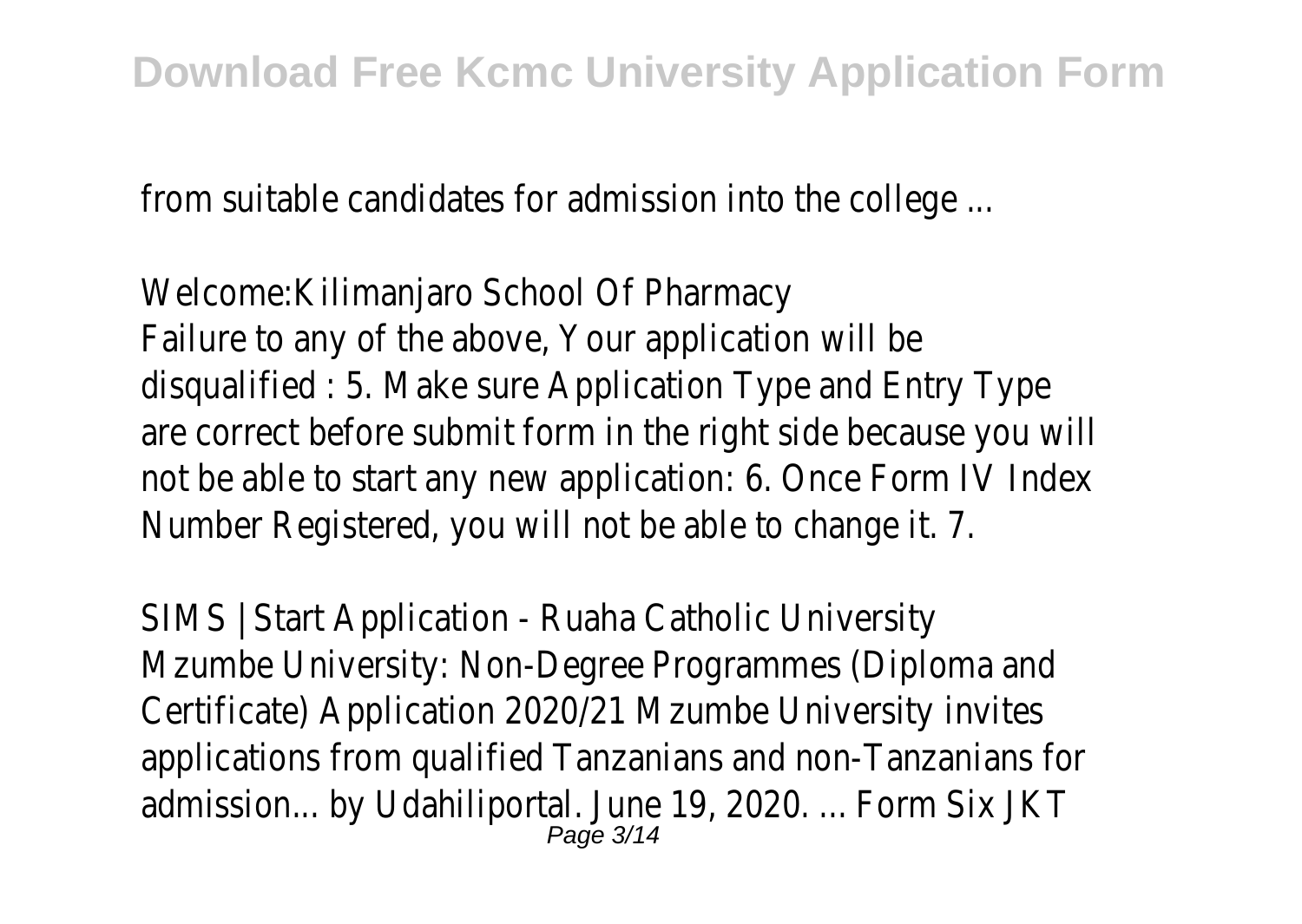from suitable candidates for admission into the college ...

Welcome:Kilimanjaro School Of Pharmacy
Failure to any of the above, Your application will be disqualified : 5. Make sure Application Type and Entry Type are correct before submit form in the right side because you will not be able to start any new application: 6. Once Form IV Index Number Registered, you will not be able to change it. 7.

SIMS | Start Application - Ruaha Catholic University
Mzumbe University: Non-Degree Programmes (Diploma and Certificate) Application 2020/21 Mzumbe University invites applications from qualified Tanzanians and non-Tanzanians for admission... by Udahiliportal. June 19, 2020. ... Form Six JKT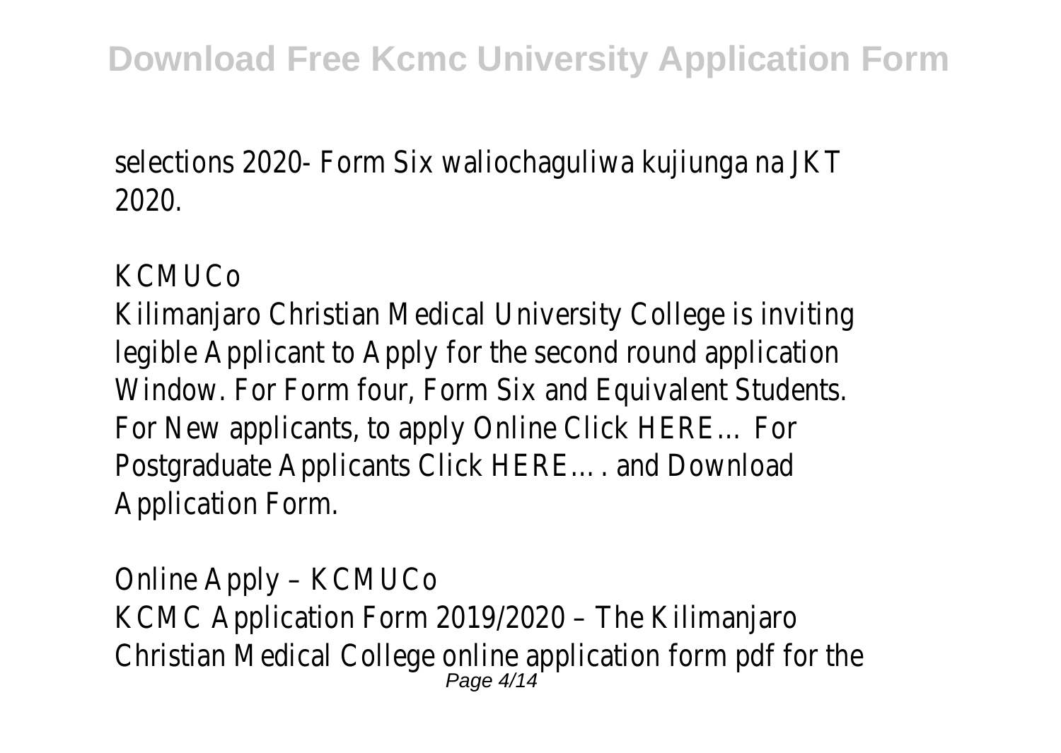selections 2020- Form Six waliochaguliwa kujiunga na JKT 2020.

KCMUCo

Kilimanjaro Christian Medical University College is inviting legible Applicant to Apply for the second round application Window. For Form four, Form Six and Equivalent Students. For New applicants, to apply Online Click HERE… For Postgraduate Applicants Click HERE…. and Download Application Form.

Online Apply – KCMUCo

KCMC Application Form 2019/2020 – The Kilimanjaro Christian Medical College online application form pdf for the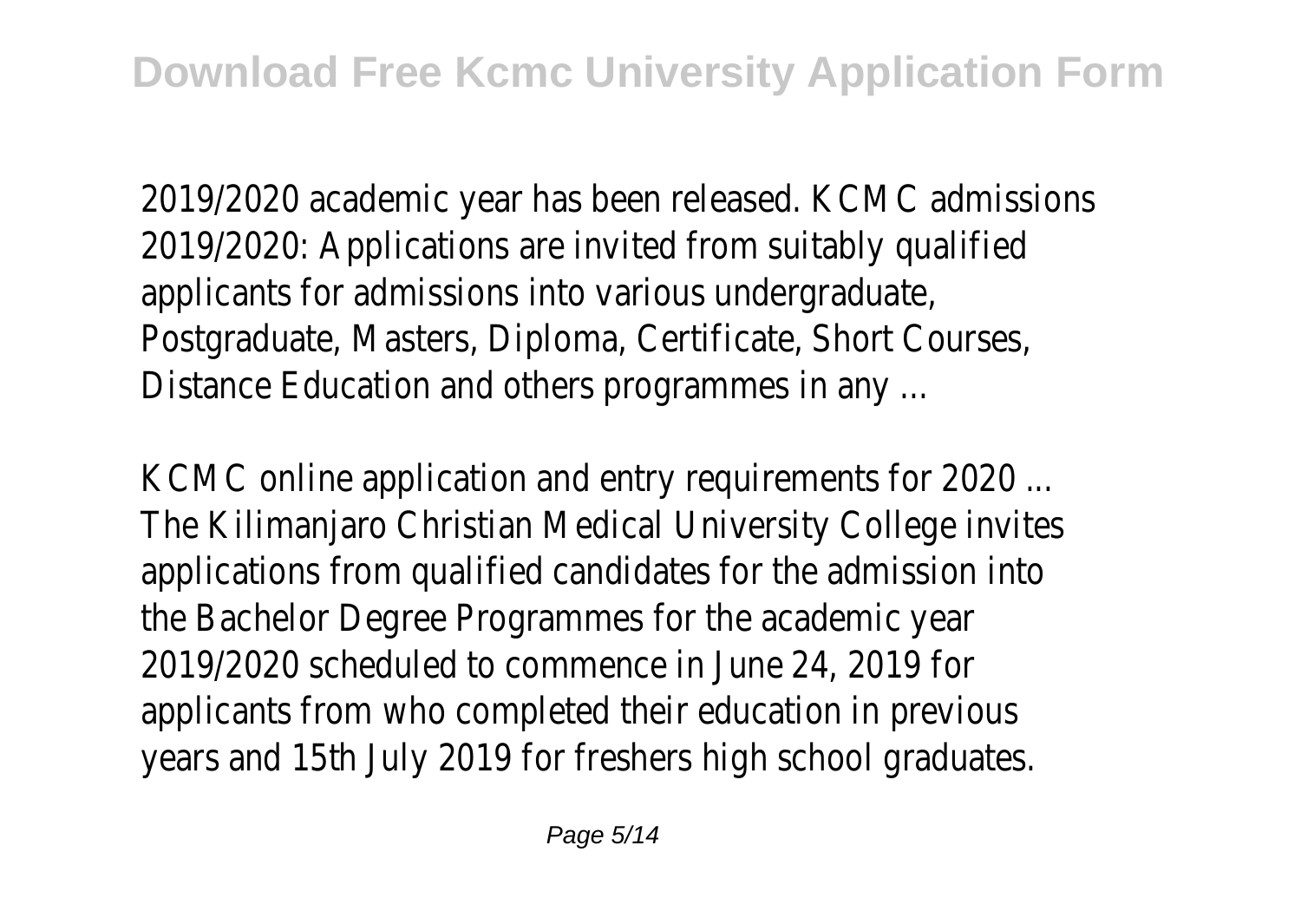2019/2020 academic year has been released. KCMC admissions 2019/2020: Applications are invited from suitably qualified applicants for admissions into various undergraduate, Postgraduate, Masters, Diploma, Certificate, Short Courses, Distance Education and others programmes in any ...

KCMC online application and entry requirements for 2020 ...
The Kilimanjaro Christian Medical University College invites applications from qualified candidates for the admission into the Bachelor Degree Programmes for the academic year 2019/2020 scheduled to commence in June 24, 2019 for applicants from who completed their education in previous years and 15th July 2019 for freshers high school graduates.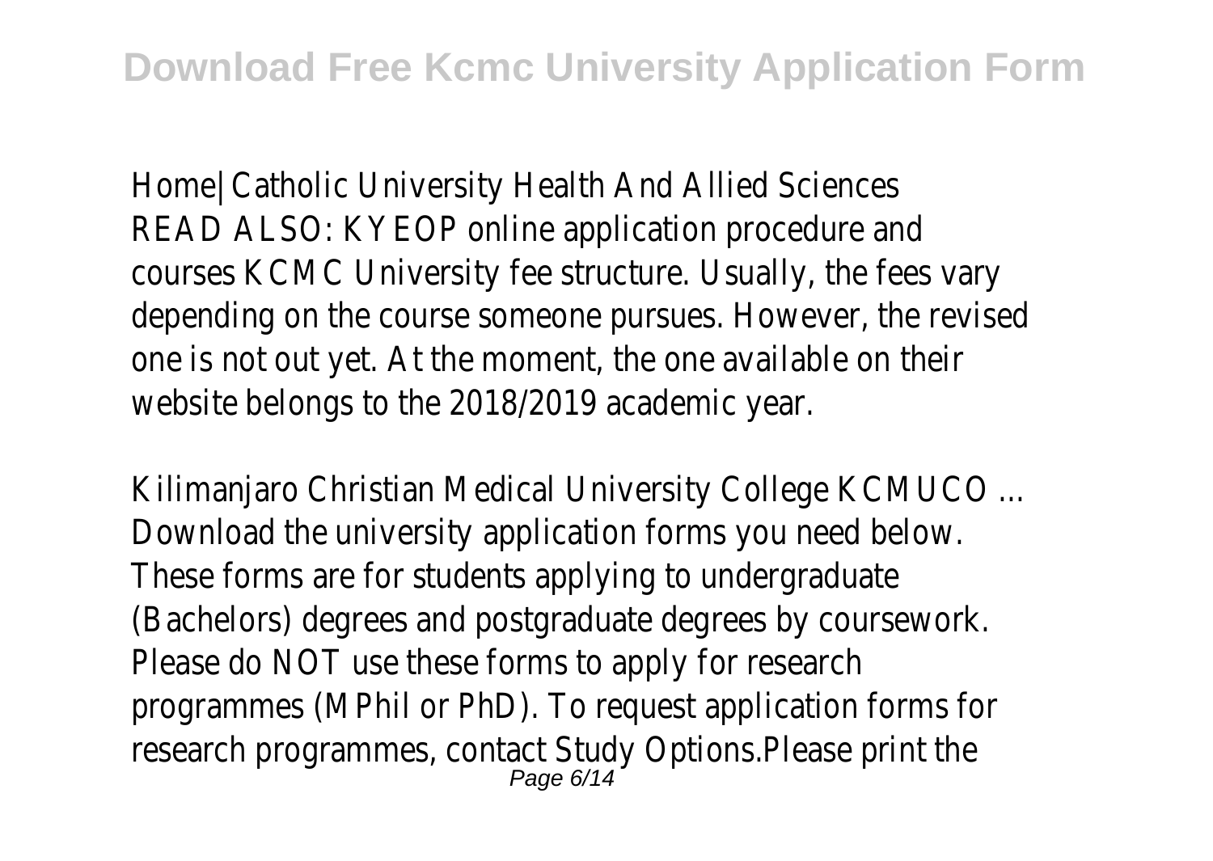Home| Catholic University Health And Allied Sciences
READ ALSO: KYEOP online application procedure and courses KCMC University fee structure. Usually, the fees vary depending on the course someone pursues. However, the revised one is not out yet. At the moment, the one available on their website belongs to the 2018/2019 academic year.

Kilimanjaro Christian Medical University College KCMUCO ...
Download the university application forms you need below. These forms are for students applying to undergraduate (Bachelors) degrees and postgraduate degrees by coursework. Please do NOT use these forms to apply for research programmes (MPhil or PhD). To request application forms for research programmes, contact Study Options.Please print the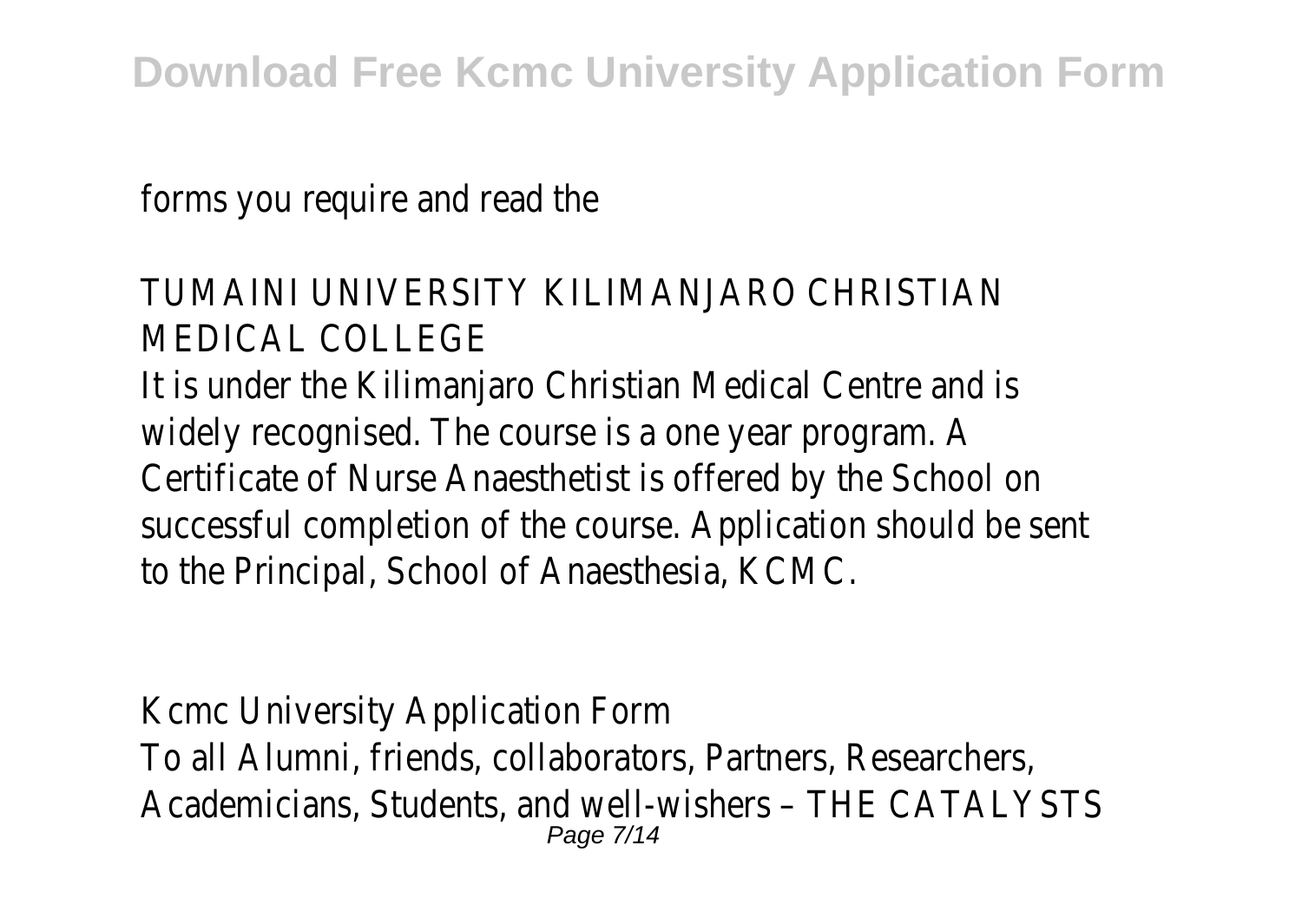forms you require and read the

TUMAINI UNIVERSITY KILIMANJARO CHRISTIAN MEDICAL COLLEGE

It is under the Kilimanjaro Christian Medical Centre and is widely recognised. The course is a one year program. A Certificate of Nurse Anaesthetist is offered by the School on successful completion of the course. Application should be sent to the Principal, School of Anaesthesia, KCMC.

Kcmc University Application Form

To all Alumni, friends, collaborators, Partners, Researchers, Academicians, Students, and well-wishers – THE CATALYSTS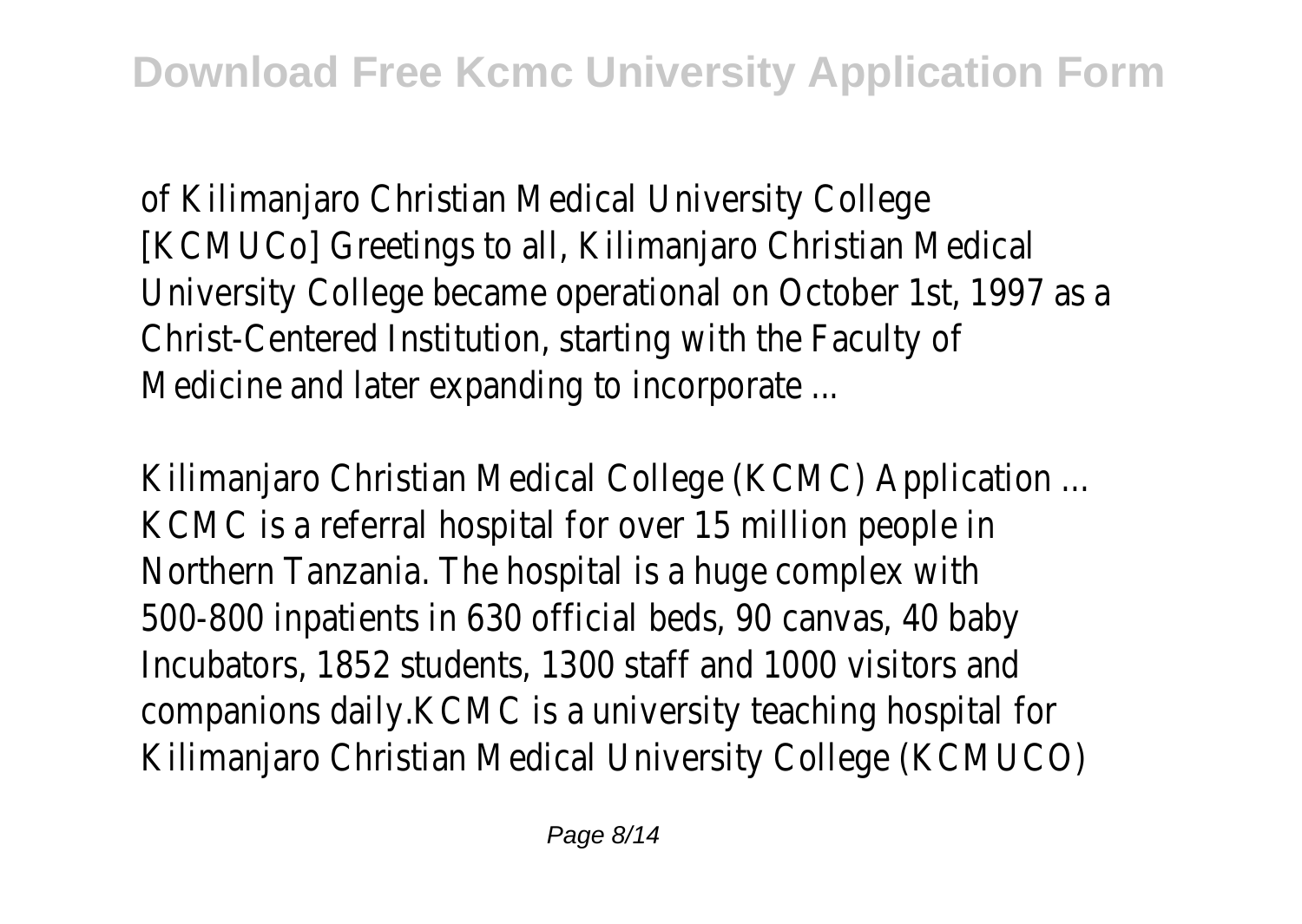of Kilimanjaro Christian Medical University College [KCMUCo] Greetings to all, Kilimanjaro Christian Medical University College became operational on October 1st, 1997 as a Christ-Centered Institution, starting with the Faculty of Medicine and later expanding to incorporate ...

Kilimanjaro Christian Medical College (KCMC) Application ...
KCMC is a referral hospital for over 15 million people in Northern Tanzania. The hospital is a huge complex with 500-800 inpatients in 630 official beds, 90 canvas, 40 baby Incubators, 1852 students, 1300 staff and 1000 visitors and companions daily.KCMC is a university teaching hospital for Kilimanjaro Christian Medical University College (KCMUCO)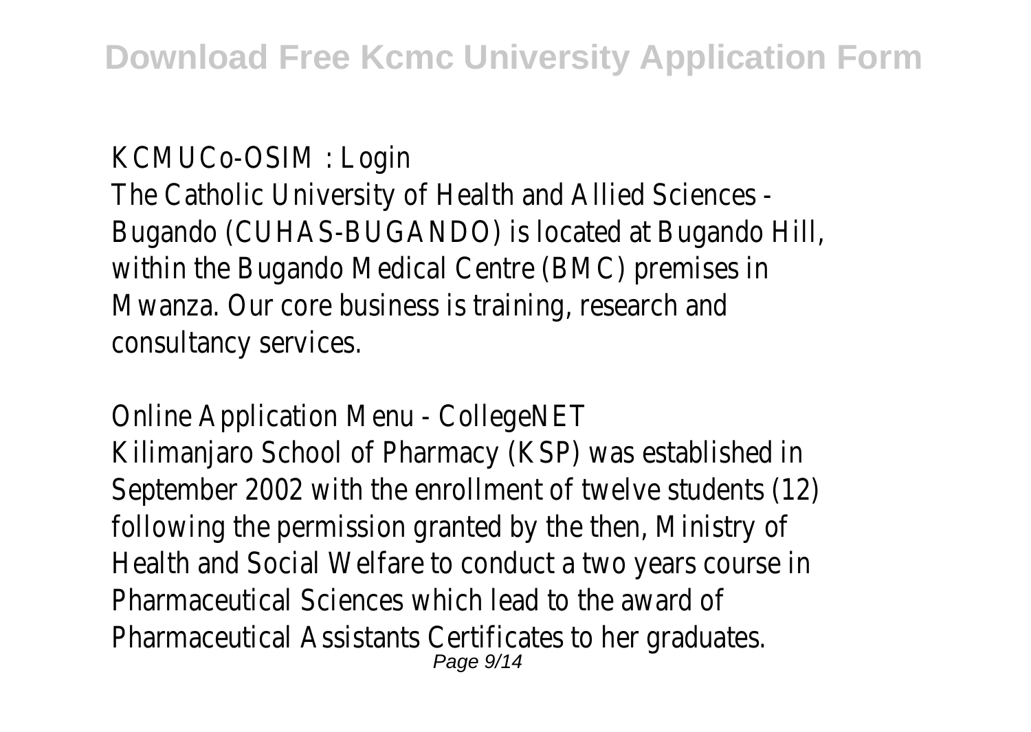KCMUCo-OSIM : Login

The Catholic University of Health and Allied Sciences - Bugando (CUHAS-BUGANDO) is located at Bugando Hill, within the Bugando Medical Centre (BMC) premises in Mwanza. Our core business is training, research and consultancy services.

Online Application Menu - CollegeNET

Kilimanjaro School of Pharmacy (KSP) was established in September 2002 with the enrollment of twelve students (12) following the permission granted by the then, Ministry of Health and Social Welfare to conduct a two years course in Pharmaceutical Sciences which lead to the award of Pharmaceutical Assistants Certificates to her graduates.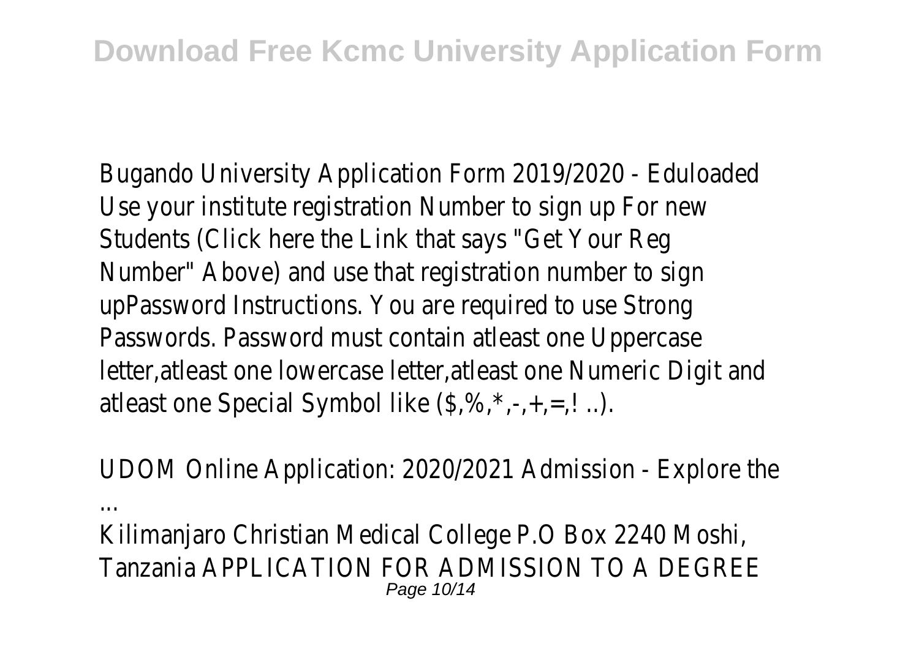Bugando University Application Form 2019/2020 - Eduloaded
Use your institute registration Number to sign up For new Students (Click here the Link that says "Get Your Reg Number" Above) and use that registration number to sign upPassword Instructions. You are required to use Strong Passwords. Password must contain atleast one Uppercase letter,atleast one lowercase letter,atleast one Numeric Digit and atleast one Special Symbol like ($,%,*,-,+,=,! ..).

UDOM Online Application: 2020/2021 Admission - Explore the ...

Kilimanjaro Christian Medical College P.O Box 2240 Moshi, Tanzania APPLICATION FOR ADMISSION TO A DEGREE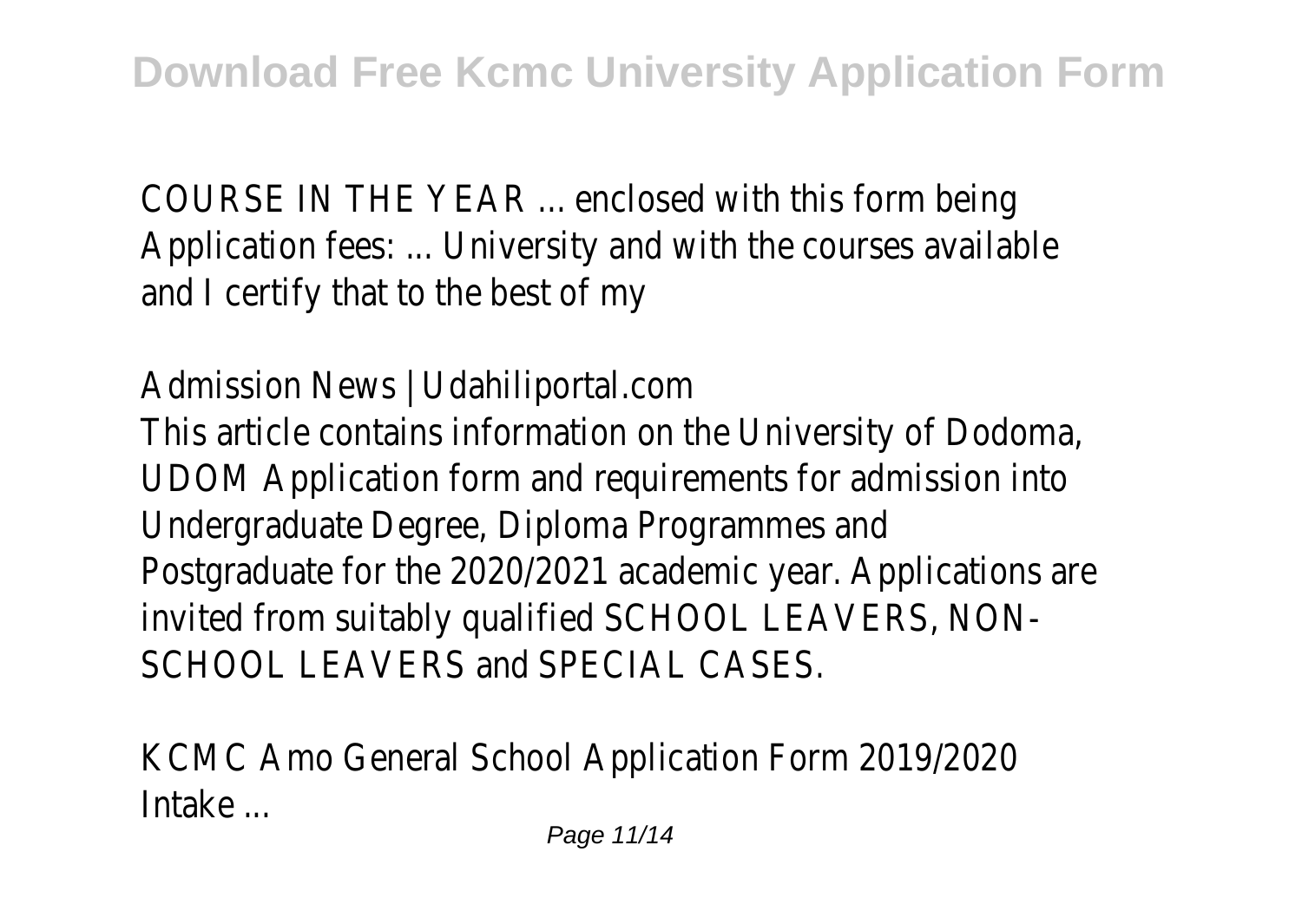COURSE IN THE YEAR ... enclosed with this form being Application fees: ... University and with the courses available and I certify that to the best of my

Admission News | Udahiliportal.com

This article contains information on the University of Dodoma, UDOM Application form and requirements for admission into Undergraduate Degree, Diploma Programmes and Postgraduate for the 2020/2021 academic year. Applications are invited from suitably qualified SCHOOL LEAVERS, NON-SCHOOL LEAVERS and SPECIAL CASES.

KCMC Amo General School Application Form 2019/2020 Intake ...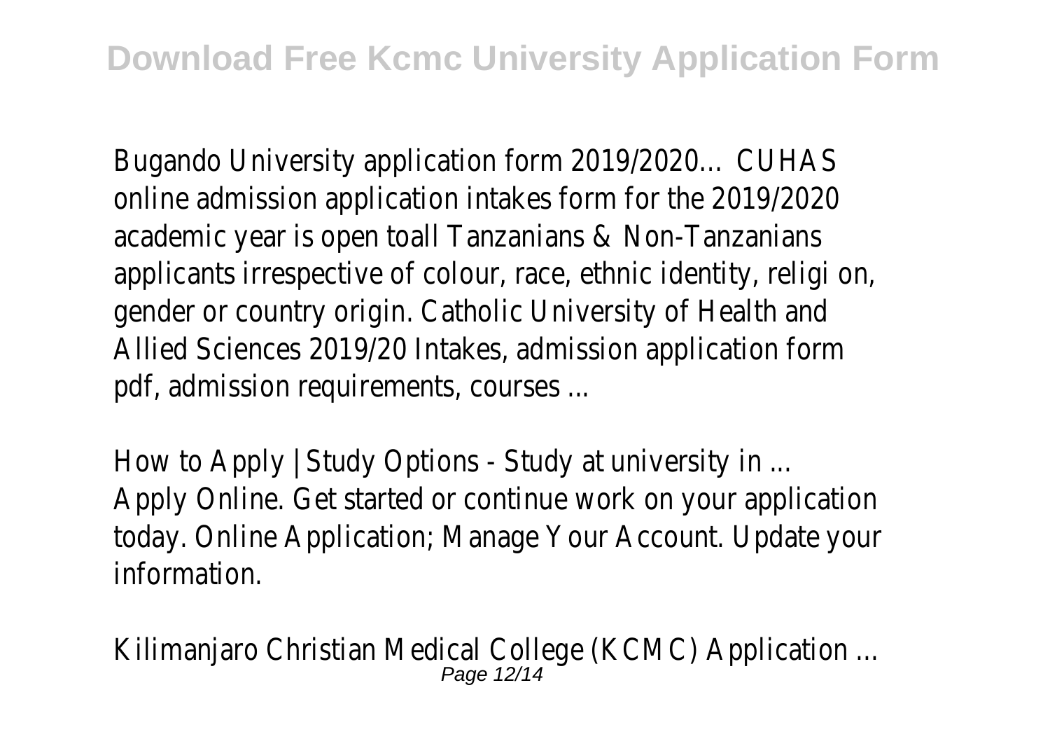Bugando University application form 2019/2020… CUHAS online admission application intakes form for the 2019/2020 academic year is open toall Tanzanians & Non-Tanzanians applicants irrespective of colour, race, ethnic identity, religi on, gender or country origin. Catholic University of Health and Allied Sciences 2019/20 Intakes, admission application form pdf, admission requirements, courses ...

How to Apply | Study Options - Study at university in ...
Apply Online. Get started or continue work on your application today. Online Application; Manage Your Account. Update your information.

Kilimanjaro Christian Medical College (KCMC) Application ...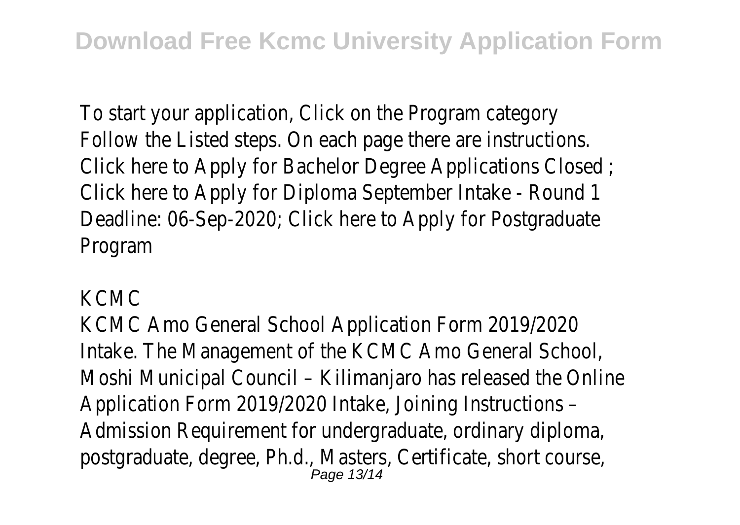To start your application, Click on the Program category Follow the Listed steps. On each page there are instructions. Click here to Apply for Bachelor Degree Applications Closed ; Click here to Apply for Diploma September Intake - Round 1 Deadline: 06-Sep-2020; Click here to Apply for Postgraduate Program

KCMC

KCMC Amo General School Application Form 2019/2020 Intake. The Management of the KCMC Amo General School, Moshi Municipal Council – Kilimanjaro has released the Online Application Form 2019/2020 Intake, Joining Instructions – Admission Requirement for undergraduate, ordinary diploma, postgraduate, degree, Ph.d., Masters, Certificate, short course,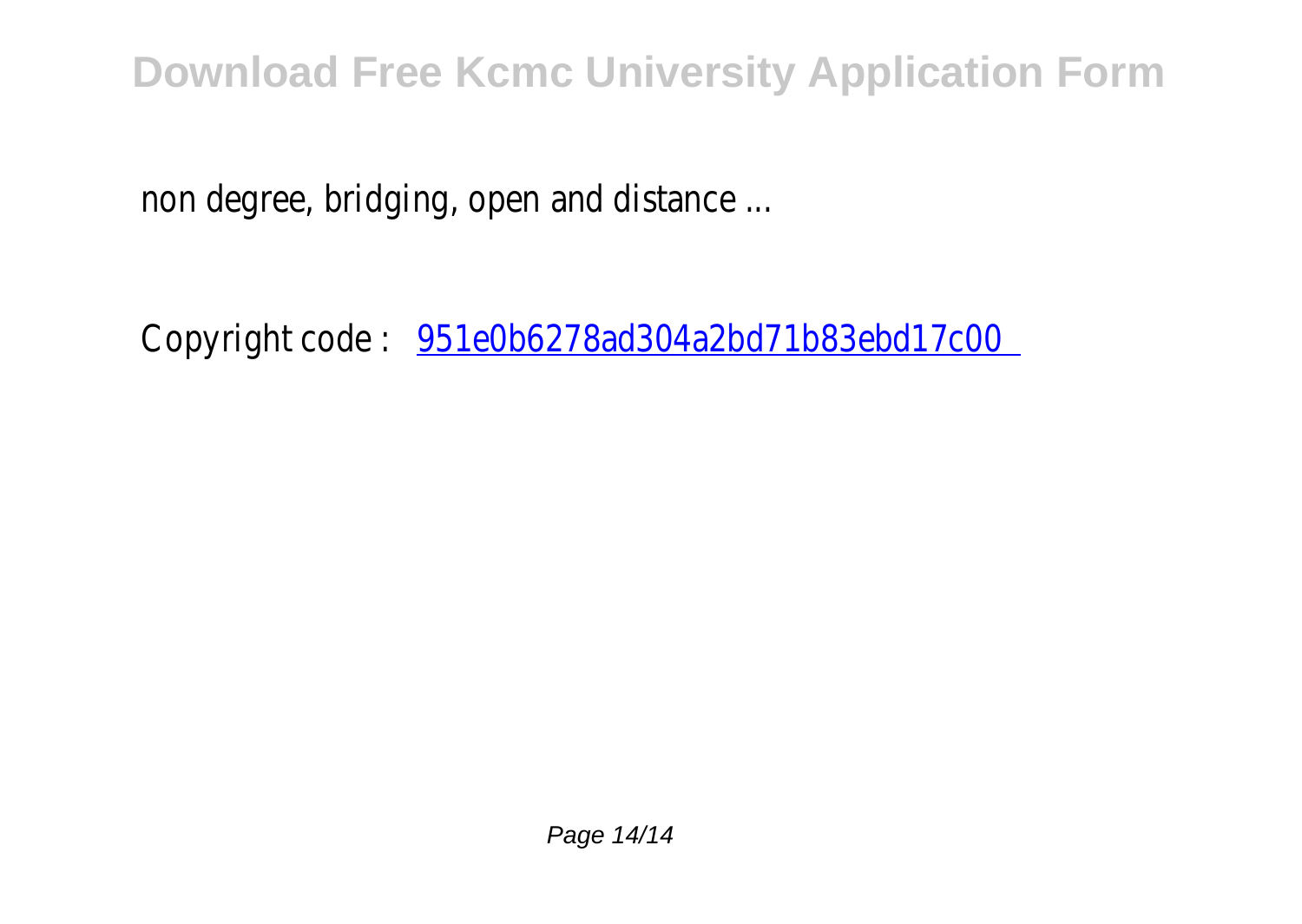non degree, bridging, open and distance ...

Copyright code : 951e0b6278ad304a2bd71b83ebd17c00